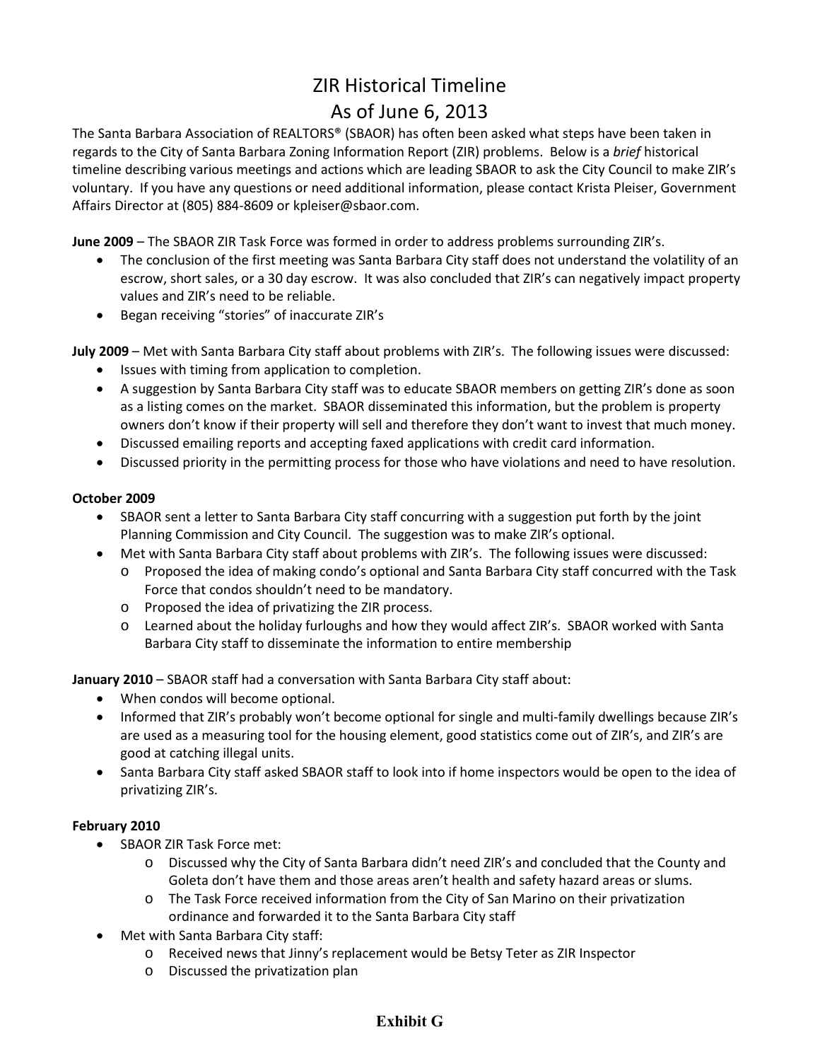# ZIR Historical Timeline

## As of June 6, 2013

The Santa Barbara Association of REALTORS® (SBAOR) has often been asked what steps have been taken in regards to the City of Santa Barbara Zoning Information Report (ZIR) problems. Below is a *brief* historical timeline describing various meetings and actions which are leading SBAOR to ask the City Council to make ZIR's voluntary. If you have any questions or need additional information, please contact Krista Pleiser, Government Affairs Director at (805) 884-8609 or kpleiser@sbaor.com.

**June 2009** – The SBAOR ZIR Task Force was formed in order to address problems surrounding ZIR's.

- The conclusion of the first meeting was Santa Barbara City staff does not understand the volatility of an escrow, short sales, or a 30 day escrow. It was also concluded that ZIR's can negatively impact property values and ZIR's need to be reliable.
- Began receiving "stories" of inaccurate ZIR's

**July 2009** – Met with Santa Barbara City staff about problems with ZIR's. The following issues were discussed:

- Issues with timing from application to completion.
- A suggestion by Santa Barbara City staff was to educate SBAOR members on getting ZIR's done as soon as a listing comes on the market. SBAOR disseminated this information, but the problem is property owners don't know if their property will sell and therefore they don't want to invest that much money.
- Discussed emailing reports and accepting faxed applications with credit card information.
- Discussed priority in the permitting process for those who have violations and need to have resolution.

**October 2009**

- SBAOR sent a letter to Santa Barbara City staff concurring with a suggestion put forth by the joint Planning Commission and City Council. The suggestion was to make ZIR's optional.
- Met with Santa Barbara City staff about problems with ZIR's. The following issues were discussed:
  - Proposed the idea of making condo's optional and Santa Barbara City staff concurred with the Task Force that condos shouldn't need to be mandatory.
  - Proposed the idea of privatizing the ZIR process.
  - Learned about the holiday furloughs and how they would affect ZIR's. SBAOR worked with Santa Barbara City staff to disseminate the information to entire membership

**January 2010** – SBAOR staff had a conversation with Santa Barbara City staff about:

- When condos will become optional.
- Informed that ZIR's probably won't become optional for single and multi-family dwellings because ZIR's are used as a measuring tool for the housing element, good statistics come out of ZIR's, and ZIR's are good at catching illegal units.
- Santa Barbara City staff asked SBAOR staff to look into if home inspectors would be open to the idea of privatizing ZIR's.

**February 2010**

- SBAOR ZIR Task Force met:
  - Discussed why the City of Santa Barbara didn't need ZIR's and concluded that the County and Goleta don't have them and those areas aren't health and safety hazard areas or slums.
  - The Task Force received information from the City of San Marino on their privatization ordinance and forwarded it to the Santa Barbara City staff
- Met with Santa Barbara City staff:
  - Received news that Jinny's replacement would be Betsy Teter as ZIR Inspector
  - Discussed the privatization plan

**Exhibit G**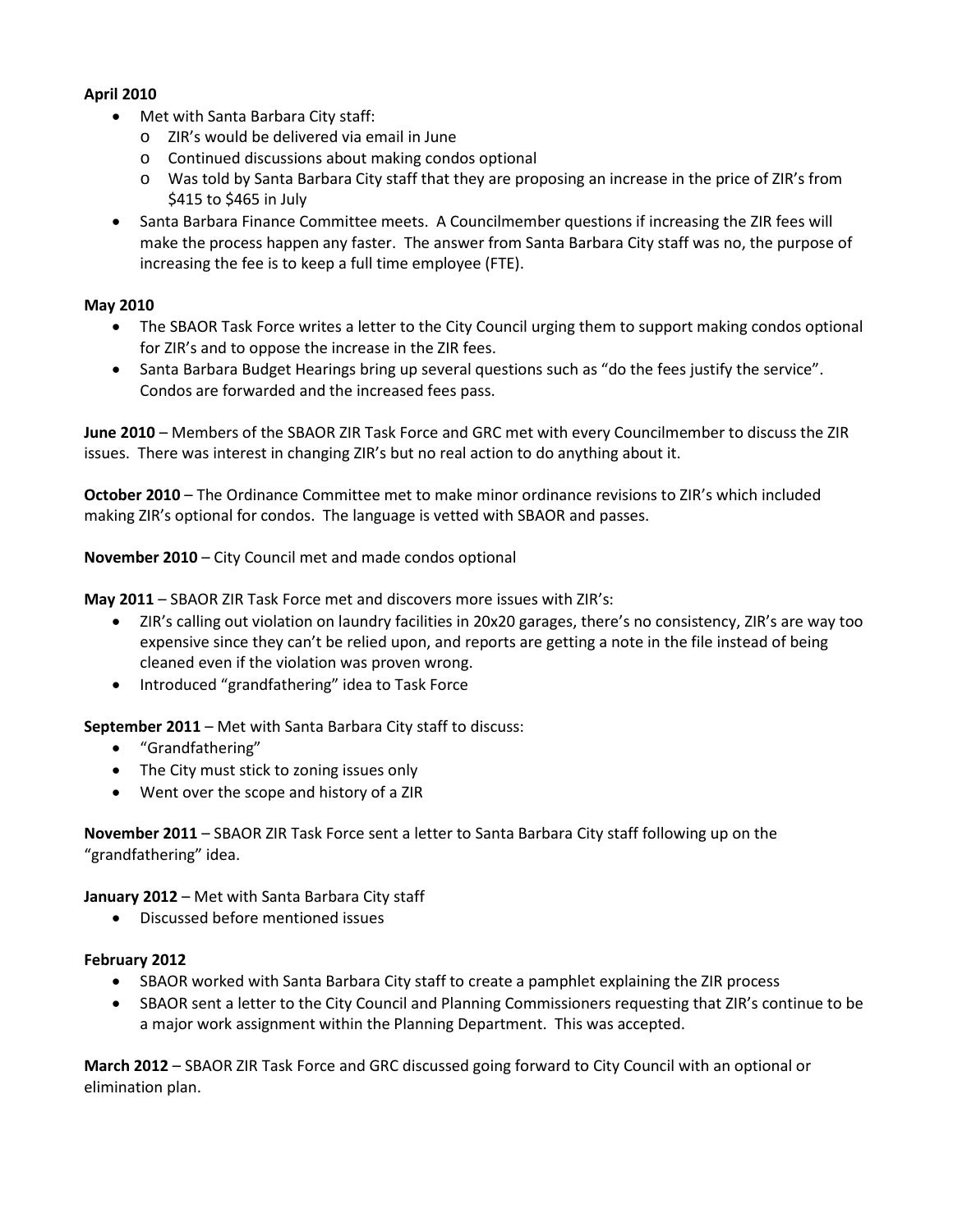**April 2010**

- Met with Santa Barbara City staff:
  - ZIR's would be delivered via email in June
  - Continued discussions about making condos optional
  - Was told by Santa Barbara City staff that they are proposing an increase in the price of ZIR's from $415 to $465 in July
- Santa Barbara Finance Committee meets. A Councilmember questions if increasing the ZIR fees will make the process happen any faster. The answer from Santa Barbara City staff was no, the purpose of increasing the fee is to keep a full time employee (FTE).

**May 2010**

- The SBAOR Task Force writes a letter to the City Council urging them to support making condos optional for ZIR's and to oppose the increase in the ZIR fees.
- Santa Barbara Budget Hearings bring up several questions such as "do the fees justify the service". Condos are forwarded and the increased fees pass.

**June 2010** – Members of the SBAOR ZIR Task Force and GRC met with every Councilmember to discuss the ZIR issues. There was interest in changing ZIR's but no real action to do anything about it.

**October 2010** – The Ordinance Committee met to make minor ordinance revisions to ZIR's which included making ZIR's optional for condos. The language is vetted with SBAOR and passes.

**November 2010** – City Council met and made condos optional

**May 2011** – SBAOR ZIR Task Force met and discovers more issues with ZIR's:

- ZIR's calling out violation on laundry facilities in 20x20 garages, there's no consistency, ZIR's are way too expensive since they can't be relied upon, and reports are getting a note in the file instead of being cleaned even if the violation was proven wrong.
- Introduced "grandfathering" idea to Task Force

**September 2011** – Met with Santa Barbara City staff to discuss:

- "Grandfathering"
- The City must stick to zoning issues only
- Went over the scope and history of a ZIR

**November 2011** – SBAOR ZIR Task Force sent a letter to Santa Barbara City staff following up on the "grandfathering" idea.

**January 2012** – Met with Santa Barbara City staff

- Discussed before mentioned issues

**February 2012**

- SBAOR worked with Santa Barbara City staff to create a pamphlet explaining the ZIR process
- SBAOR sent a letter to the City Council and Planning Commissioners requesting that ZIR's continue to be a major work assignment within the Planning Department. This was accepted.

**March 2012** – SBAOR ZIR Task Force and GRC discussed going forward to City Council with an optional or elimination plan.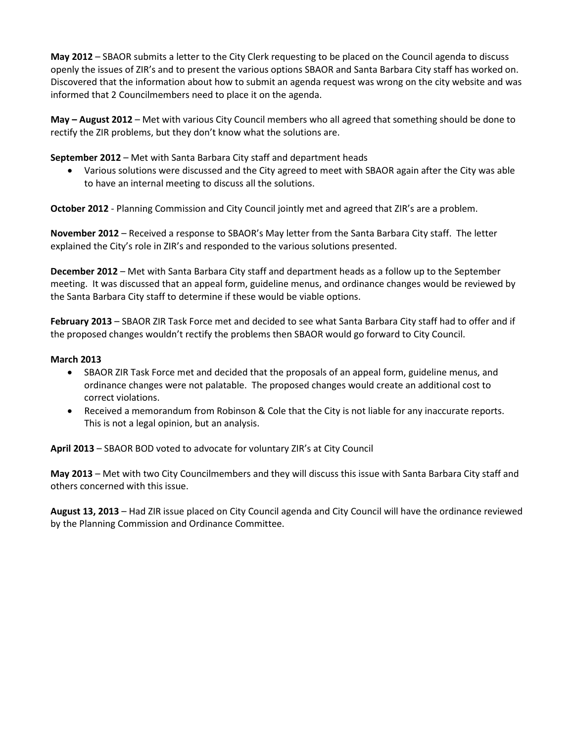**May 2012** – SBAOR submits a letter to the City Clerk requesting to be placed on the Council agenda to discuss openly the issues of ZIR's and to present the various options SBAOR and Santa Barbara City staff has worked on. Discovered that the information about how to submit an agenda request was wrong on the city website and was informed that 2 Councilmembers need to place it on the agenda.

**May – August 2012** – Met with various City Council members who all agreed that something should be done to rectify the ZIR problems, but they don't know what the solutions are.

**September 2012** – Met with Santa Barbara City staff and department heads

- Various solutions were discussed and the City agreed to meet with SBAOR again after the City was able to have an internal meeting to discuss all the solutions.

**October 2012** - Planning Commission and City Council jointly met and agreed that ZIR's are a problem.

**November 2012** – Received a response to SBAOR's May letter from the Santa Barbara City staff. The letter explained the City's role in ZIR's and responded to the various solutions presented.

**December 2012** – Met with Santa Barbara City staff and department heads as a follow up to the September meeting. It was discussed that an appeal form, guideline menus, and ordinance changes would be reviewed by the Santa Barbara City staff to determine if these would be viable options.

**February 2013** – SBAOR ZIR Task Force met and decided to see what Santa Barbara City staff had to offer and if the proposed changes wouldn't rectify the problems then SBAOR would go forward to City Council.

**March 2013**

- SBAOR ZIR Task Force met and decided that the proposals of an appeal form, guideline menus, and ordinance changes were not palatable. The proposed changes would create an additional cost to correct violations.
- Received a memorandum from Robinson & Cole that the City is not liable for any inaccurate reports. This is not a legal opinion, but an analysis.

**April 2013** – SBAOR BOD voted to advocate for voluntary ZIR's at City Council

**May 2013** – Met with two City Councilmembers and they will discuss this issue with Santa Barbara City staff and others concerned with this issue.

**August 13, 2013** – Had ZIR issue placed on City Council agenda and City Council will have the ordinance reviewed by the Planning Commission and Ordinance Committee.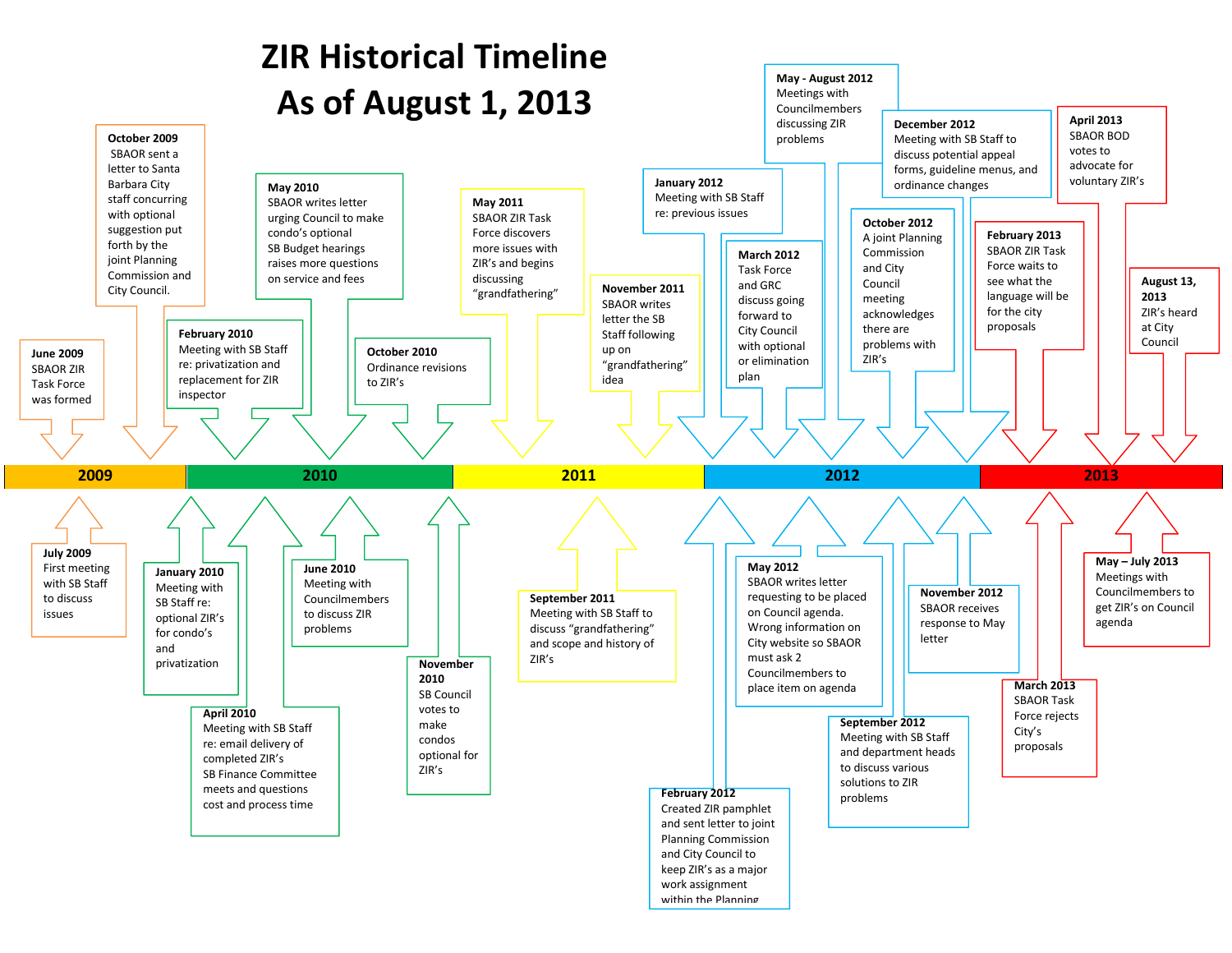# ZIR Historical Timeline
# As of August 1, 2013

**2009**

**June 2009**
SBAOR ZIR Task Force was formed

**July 2009**
First meeting with SB Staff to discuss issues

**October 2009**
SBAOR sent a letter to Santa Barbara City staff concurring with optional suggestion put forth by the joint Planning Commission and City Council.

**2010**

**January 2010**
Meeting with SB Staff re: optional ZIR's for condo's and privatization

**February 2010**
Meeting with SB Staff re: privatization and replacement for ZIR inspector

**April 2010**
Meeting with SB Staff re: email delivery of completed ZIR's
SB Finance Committee meets and questions cost and process time

**May 2010**
SBAOR writes letter urging Council to make condo's optional
SB Budget hearings raises more questions on service and fees

**June 2010**
Meeting with Councilmembers to discuss ZIR problems

**October 2010**
Ordinance revisions to ZIR's

**November 2010**
SB Council votes to make condos optional for ZIR's

**2011**

**May 2011**
SBAOR ZIR Task Force discovers more issues with ZIR's and begins discussing "grandfathering"

**September 2011**
Meeting with SB Staff to discuss "grandfathering" and scope and history of ZIR's

**November 2011**
SBAOR writes letter the SB Staff following up on "grandfathering" idea

**2012**

**January 2012**
Meeting with SB Staff re: previous issues

**February 2012**
Created ZIR pamphlet and sent letter to joint Planning Commission and City Council to keep ZIR's as a major work assignment within the Planning

**March 2012**
Task Force and GRC discuss going forward to City Council with optional or elimination plan

**May 2012**
SBAOR writes letter requesting to be placed on Council agenda. Wrong information on City website so SBAOR must ask 2 Councilmembers to place item on agenda

**May - August 2012**
Meetings with Councilmembers discussing ZIR problems

**September 2012**
Meeting with SB Staff and department heads to discuss various solutions to ZIR problems

**October 2012**
A joint Planning Commission and City Council meeting acknowledges there are problems with ZIR's

**November 2012**
SBAOR receives response to May letter

**December 2012**
Meeting with SB Staff to discuss potential appeal forms, guideline menus, and ordinance changes

**2013**

**February 2013**
SBAOR ZIR Task Force waits to see what the language will be for the city proposals

**March 2013**
SBAOR Task Force rejects City's proposals

**April 2013**
SBAOR BOD votes to advocate for voluntary ZIR's

**May – July 2013**
Meetings with Councilmembers to get ZIR's on Council agenda

**August 13, 2013**
ZIR's heard at City Council